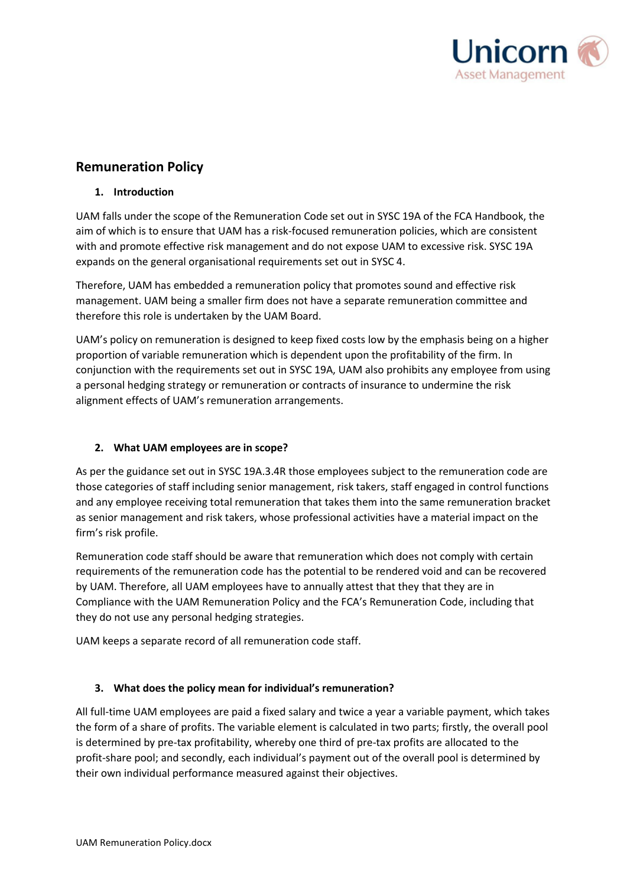## Remuneration Policy

### 1. Introduction

UAM falls under the scope of the Remuneration Code set out in SYSC 19A of the FCA Handbook, the aim of which is to ensure that UAM has a risk-focused remuneration policies, which are consistent with and promote effective risk management and do not expose UAM to excessive risk. SYSC 19A expands on the general organisational requirements set out in SYSC 4.

Therefore, UAM has embedded a remuneration policy that promotes sound and effective risk management. UAM being a smaller firm does not have a separate remuneration committee and therefore this role is undertaken by the UAM Board.

UAM's policy on remuneration is designed to keep fixed costs low by the emphasis being on a higher proportion of variable remuneration which is dependent upon the profitability of the firm. In conjunction with the requirements set out in SYSC 19A, UAM also prohibits any employee from using a personal hedging strategy or remuneration or contracts of insurance to undermine the risk alignment effects of UAM's remuneration arrangements.

### 2. What UAM employees are in scope?

As per the guidance set out in SYSC 19A.3.4R those employees subject to the remuneration code are those categories of staff including senior management, risk takers, staff engaged in control functions and any employee receiving total remuneration that takes them into the same remuneration bracket as senior management and risk takers, whose professional activities have a material impact on the firm's risk profile.

Remuneration code staff should be aware that remuneration which does not comply with certain requirements of the remuneration code has the potential to be rendered void and can be recovered by UAM. Therefore, all UAM employees have to annually attest that they that they are in Compliance with the UAM Remuneration Policy and the FCA's Remuneration Code, including that they do not use any personal hedging strategies.

UAM keeps a separate record of all remuneration code staff.

### 3. What does the policy mean for individual's remuneration?

All full-time UAM employees are paid a fixed salary and twice a year a variable payment, which takes the form of a share of profits. The variable element is calculated in two parts; firstly, the overall pool is determined by pre-tax profitability, whereby one third of pre-tax profits are allocated to the profit-share pool; and secondly, each individual's payment out of the overall pool is determined by their own individual performance measured against their objectives.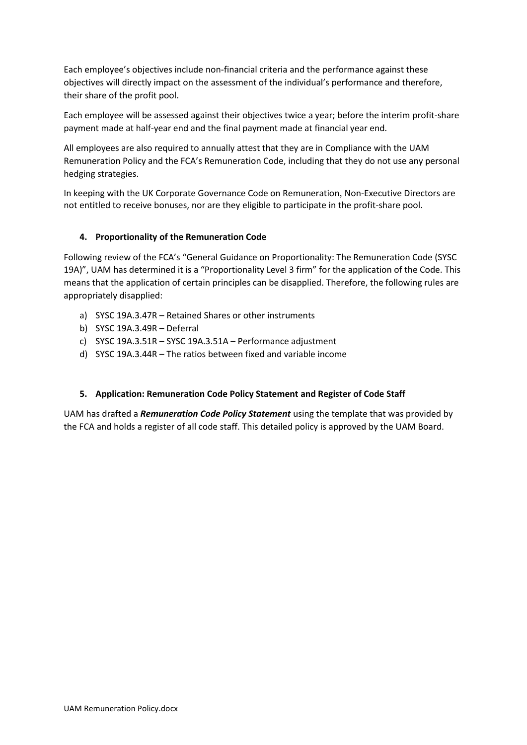Each employee's objectives include non-financial criteria and the performance against these objectives will directly impact on the assessment of the individual's performance and therefore, their share of the profit pool.

Each employee will be assessed against their objectives twice a year; before the interim profit-share payment made at half-year end and the final payment made at financial year end.

All employees are also required to annually attest that they are in Compliance with the UAM Remuneration Policy and the FCA's Remuneration Code, including that they do not use any personal hedging strategies.

In keeping with the UK Corporate Governance Code on Remuneration, Non-Executive Directors are not entitled to receive bonuses, nor are they eligible to participate in the profit-share pool.

#### 4. Proportionality of the Remuneration Code

Following review of the FCA's "General Guidance on Proportionality: The Remuneration Code (SYSC 19A)", UAM has determined it is a "Proportionality Level 3 firm" for the application of the Code. This means that the application of certain principles can be disapplied. Therefore, the following rules are appropriately disapplied:

a) SYSC 19A.3.47R – Retained Shares or other instruments
b) SYSC 19A.3.49R – Deferral
c) SYSC 19A.3.51R – SYSC 19A.3.51A – Performance adjustment
d) SYSC 19A.3.44R – The ratios between fixed and variable income

#### 5. Application: Remuneration Code Policy Statement and Register of Code Staff

UAM has drafted a ***Remuneration Code Policy Statement*** using the template that was provided by the FCA and holds a register of all code staff. This detailed policy is approved by the UAM Board.